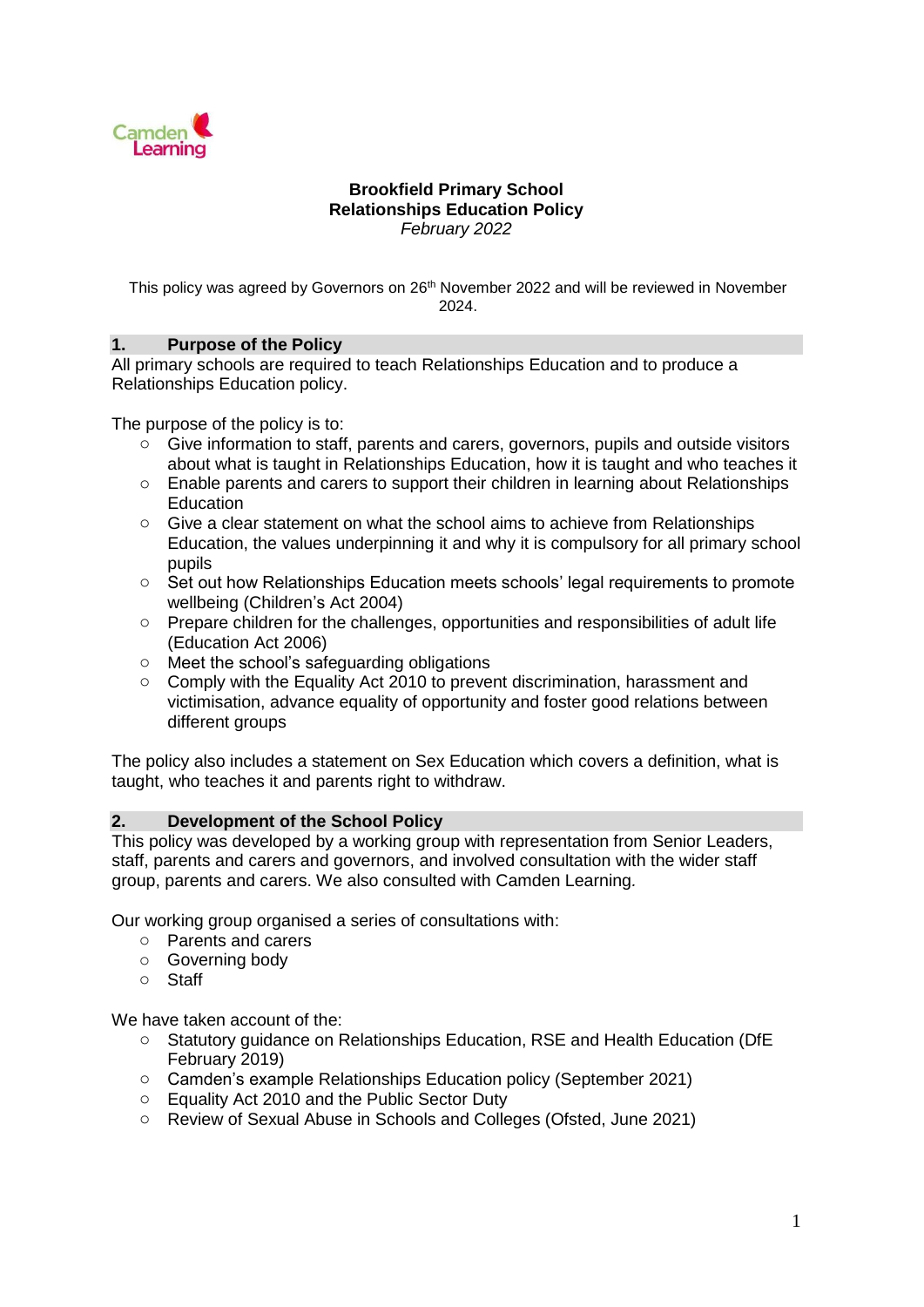**Brookfield Primary School**
**Relationships Education Policy**
*February 2022*

This policy was agreed by Governors on 26th November 2022 and will be reviewed in November 2024.

## 1. Purpose of the Policy

All primary schools are required to teach Relationships Education and to produce a Relationships Education policy.

The purpose of the policy is to:

- Give information to staff, parents and carers, governors, pupils and outside visitors about what is taught in Relationships Education, how it is taught and who teaches it
- Enable parents and carers to support their children in learning about Relationships Education
- Give a clear statement on what the school aims to achieve from Relationships Education, the values underpinning it and why it is compulsory for all primary school pupils
- Set out how Relationships Education meets schools' legal requirements to promote wellbeing (Children's Act 2004)
- Prepare children for the challenges, opportunities and responsibilities of adult life (Education Act 2006)
- Meet the school's safeguarding obligations
- Comply with the Equality Act 2010 to prevent discrimination, harassment and victimisation, advance equality of opportunity and foster good relations between different groups

The policy also includes a statement on Sex Education which covers a definition, what is taught, who teaches it and parents right to withdraw.

## 2. Development of the School Policy

This policy was developed by a working group with representation from Senior Leaders, staff, parents and carers and governors, and involved consultation with the wider staff group, parents and carers. We also consulted with Camden Learning.

Our working group organised a series of consultations with:

- Parents and carers
- Governing body
- Staff

We have taken account of the:

- Statutory guidance on Relationships Education, RSE and Health Education (DfE February 2019)
- Camden's example Relationships Education policy (September 2021)
- Equality Act 2010 and the Public Sector Duty
- Review of Sexual Abuse in Schools and Colleges (Ofsted, June 2021)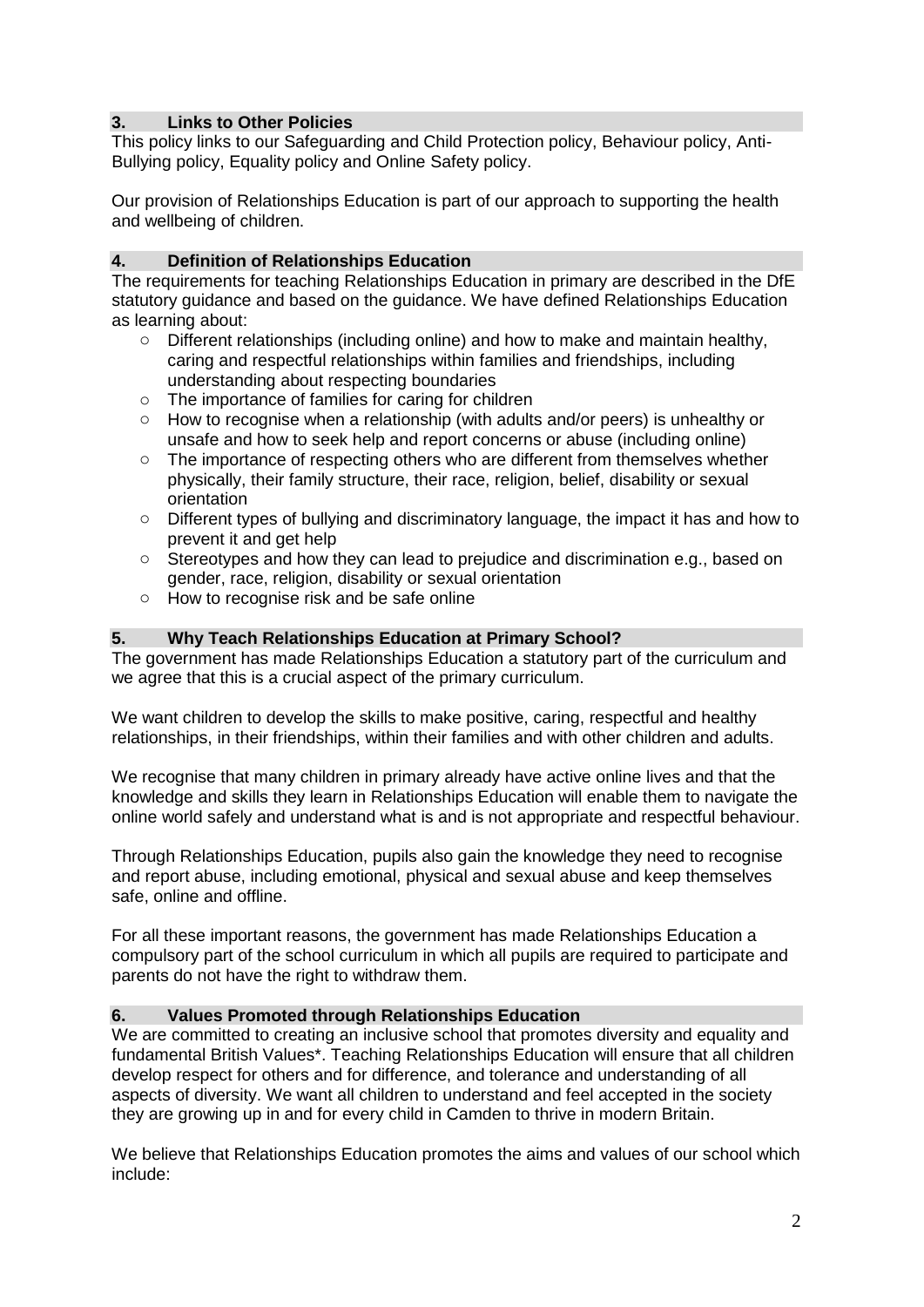## 3. Links to Other Policies

This policy links to our Safeguarding and Child Protection policy, Behaviour policy, Anti-Bullying policy, Equality policy and Online Safety policy.

Our provision of Relationships Education is part of our approach to supporting the health and wellbeing of children.

## 4. Definition of Relationships Education

The requirements for teaching Relationships Education in primary are described in the DfE statutory guidance and based on the guidance. We have defined Relationships Education as learning about:

- Different relationships (including online) and how to make and maintain healthy, caring and respectful relationships within families and friendships, including understanding about respecting boundaries
- The importance of families for caring for children
- How to recognise when a relationship (with adults and/or peers) is unhealthy or unsafe and how to seek help and report concerns or abuse (including online)
- The importance of respecting others who are different from themselves whether physically, their family structure, their race, religion, belief, disability or sexual orientation
- Different types of bullying and discriminatory language, the impact it has and how to prevent it and get help
- Stereotypes and how they can lead to prejudice and discrimination e.g., based on gender, race, religion, disability or sexual orientation
- How to recognise risk and be safe online

## 5. Why Teach Relationships Education at Primary School?

The government has made Relationships Education a statutory part of the curriculum and we agree that this is a crucial aspect of the primary curriculum.

We want children to develop the skills to make positive, caring, respectful and healthy relationships, in their friendships, within their families and with other children and adults.

We recognise that many children in primary already have active online lives and that the knowledge and skills they learn in Relationships Education will enable them to navigate the online world safely and understand what is and is not appropriate and respectful behaviour.

Through Relationships Education, pupils also gain the knowledge they need to recognise and report abuse, including emotional, physical and sexual abuse and keep themselves safe, online and offline.

For all these important reasons, the government has made Relationships Education a compulsory part of the school curriculum in which all pupils are required to participate and parents do not have the right to withdraw them.

## 6. Values Promoted through Relationships Education

We are committed to creating an inclusive school that promotes diversity and equality and fundamental British Values*. Teaching Relationships Education will ensure that all children develop respect for others and for difference, and tolerance and understanding of all aspects of diversity. We want all children to understand and feel accepted in the society they are growing up in and for every child in Camden to thrive in modern Britain.

We believe that Relationships Education promotes the aims and values of our school which include: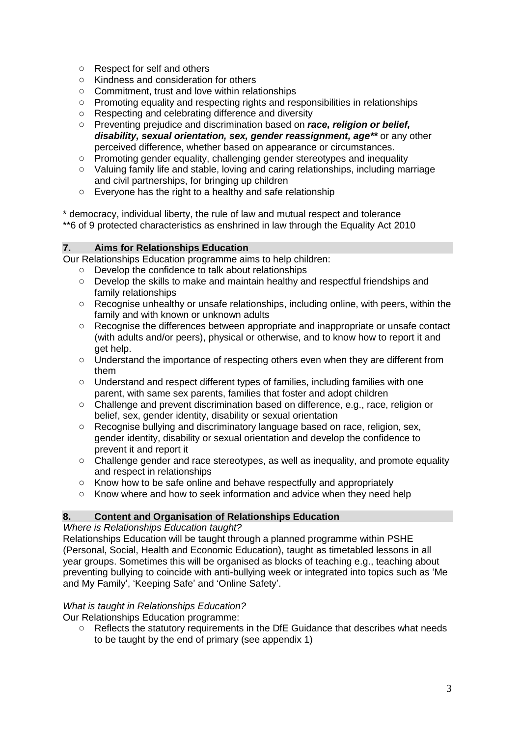- Respect for self and others
- Kindness and consideration for others
- Commitment, trust and love within relationships
- Promoting equality and respecting rights and responsibilities in relationships
- Respecting and celebrating difference and diversity
- Preventing prejudice and discrimination based on ***race, religion or belief, disability, sexual orientation, sex, gender reassignment, age**** or any other perceived difference, whether based on appearance or circumstances.
- Promoting gender equality, challenging gender stereotypes and inequality
- Valuing family life and stable, loving and caring relationships, including marriage and civil partnerships, for bringing up children
- Everyone has the right to a healthy and safe relationship

\* democracy, individual liberty, the rule of law and mutual respect and tolerance
\*\*6 of 9 protected characteristics as enshrined in law through the Equality Act 2010

## 7. Aims for Relationships Education

Our Relationships Education programme aims to help children:

- Develop the confidence to talk about relationships
- Develop the skills to make and maintain healthy and respectful friendships and family relationships
- Recognise unhealthy or unsafe relationships, including online, with peers, within the family and with known or unknown adults
- Recognise the differences between appropriate and inappropriate or unsafe contact (with adults and/or peers), physical or otherwise, and to know how to report it and get help.
- Understand the importance of respecting others even when they are different from them
- Understand and respect different types of families, including families with one parent, with same sex parents, families that foster and adopt children
- Challenge and prevent discrimination based on difference, e.g., race, religion or belief, sex, gender identity, disability or sexual orientation
- Recognise bullying and discriminatory language based on race, religion, sex, gender identity, disability or sexual orientation and develop the confidence to prevent it and report it
- Challenge gender and race stereotypes, as well as inequality, and promote equality and respect in relationships
- Know how to be safe online and behave respectfully and appropriately
- Know where and how to seek information and advice when they need help

## 8. Content and Organisation of Relationships Education

*Where is Relationships Education taught?*

Relationships Education will be taught through a planned programme within PSHE (Personal, Social, Health and Economic Education), taught as timetabled lessons in all year groups. Sometimes this will be organised as blocks of teaching e.g., teaching about preventing bullying to coincide with anti-bullying week or integrated into topics such as 'Me and My Family', 'Keeping Safe' and 'Online Safety'.

*What is taught in Relationships Education?*

Our Relationships Education programme:

- Reflects the statutory requirements in the DfE Guidance that describes what needs to be taught by the end of primary (see appendix 1)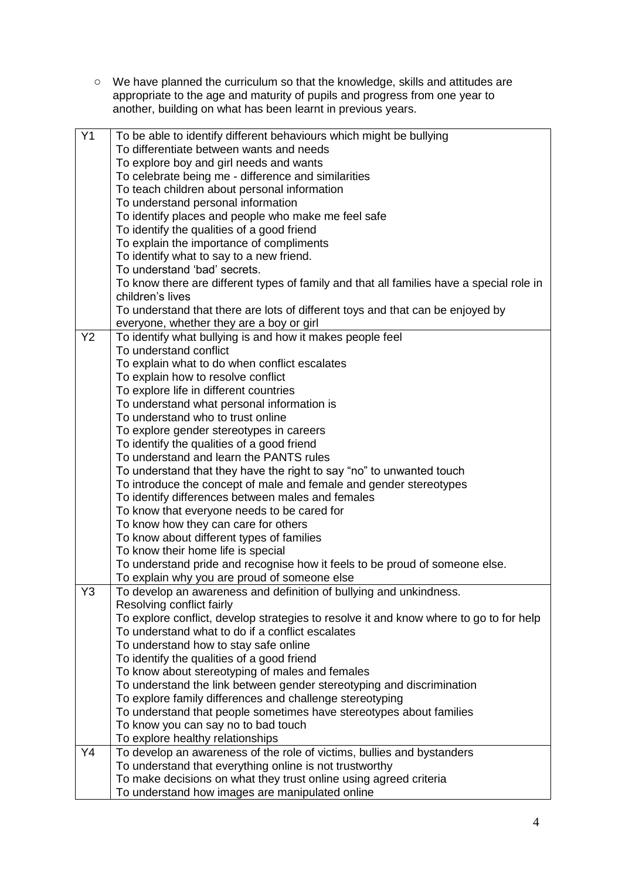- We have planned the curriculum so that the knowledge, skills and attitudes are appropriate to the age and maturity of pupils and progress from one year to another, building on what has been learnt in previous years.

| | |
|---|---|
| Y1 | To be able to identify different behaviours which might be bullying<br>To differentiate between wants and needs<br>To explore boy and girl needs and wants<br>To celebrate being me - difference and similarities<br>To teach children about personal information<br>To understand personal information<br>To identify places and people who make me feel safe<br>To identify the qualities of a good friend<br>To explain the importance of compliments<br>To identify what to say to a new friend.<br>To understand 'bad' secrets.<br>To know there are different types of family and that all families have a special role in children's lives<br>To understand that there are lots of different toys and that can be enjoyed by everyone, whether they are a boy or girl |
| Y2 | To identify what bullying is and how it makes people feel<br>To understand conflict<br>To explain what to do when conflict escalates<br>To explain how to resolve conflict<br>To explore life in different countries<br>To understand what personal information is<br>To understand who to trust online<br>To explore gender stereotypes in careers<br>To identify the qualities of a good friend<br>To understand and learn the PANTS rules<br>To understand that they have the right to say "no" to unwanted touch<br>To introduce the concept of male and female and gender stereotypes<br>To identify differences between males and females<br>To know that everyone needs to be cared for<br>To know how they can care for others<br>To know about different types of families<br>To know their home life is special<br>To understand pride and recognise how it feels to be proud of someone else.<br>To explain why you are proud of someone else |
| Y3 | To develop an awareness and definition of bullying and unkindness.<br>Resolving conflict fairly<br>To explore conflict, develop strategies to resolve it and know where to go to for help<br>To understand what to do if a conflict escalates<br>To understand how to stay safe online<br>To identify the qualities of a good friend<br>To know about stereotyping of males and females<br>To understand the link between gender stereotyping and discrimination<br>To explore family differences and challenge stereotyping<br>To understand that people sometimes have stereotypes about families<br>To know you can say no to bad touch<br>To explore healthy relationships |
| Y4 | To develop an awareness of the role of victims, bullies and bystanders<br>To understand that everything online is not trustworthy<br>To make decisions on what they trust online using agreed criteria<br>To understand how images are manipulated online |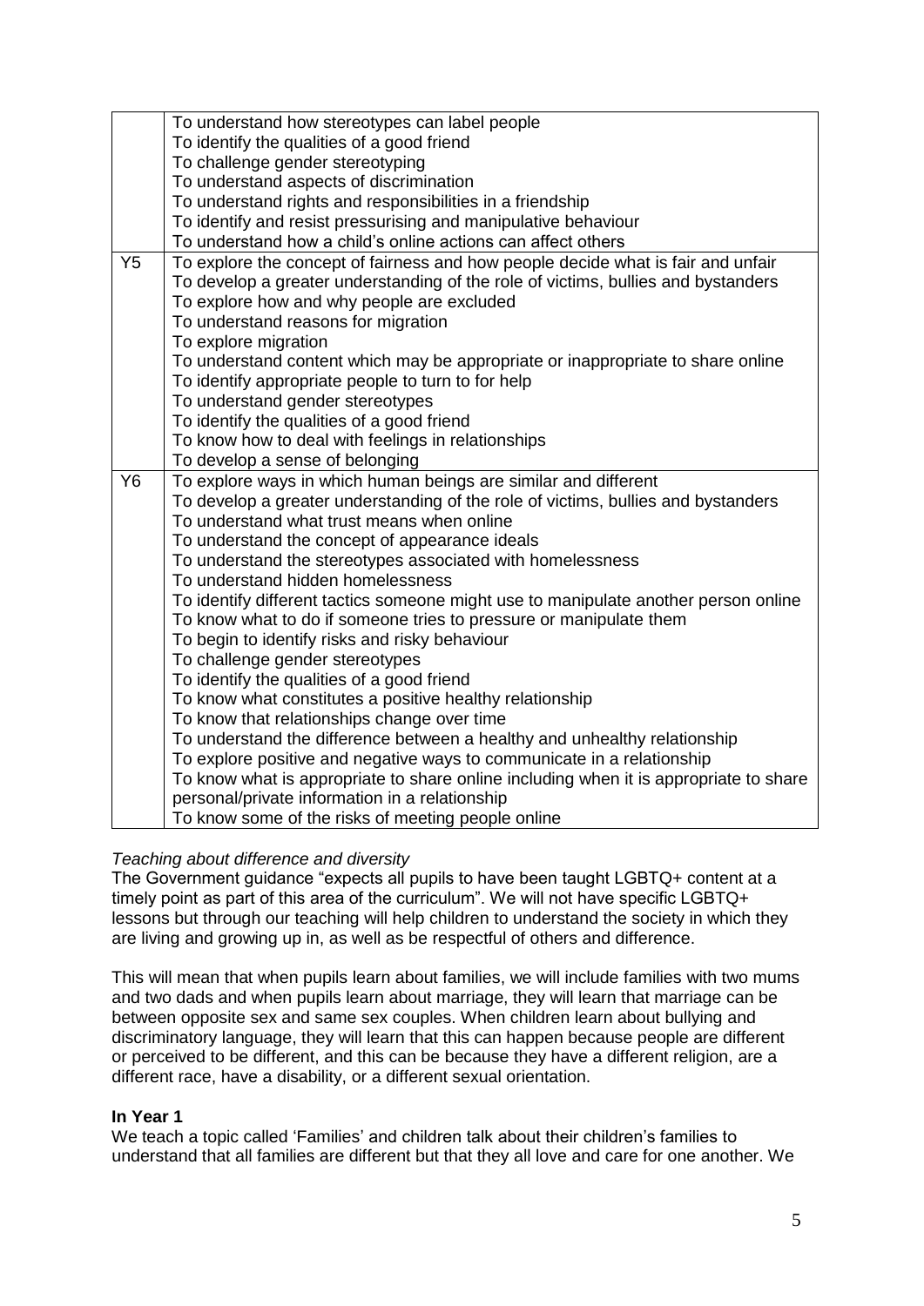| | |
|---|---|
| | To understand how stereotypes can label people<br>To identify the qualities of a good friend<br>To challenge gender stereotyping<br>To understand aspects of discrimination<br>To understand rights and responsibilities in a friendship<br>To identify and resist pressurising and manipulative behaviour<br>To understand how a child's online actions can affect others |
| Y5 | To explore the concept of fairness and how people decide what is fair and unfair<br>To develop a greater understanding of the role of victims, bullies and bystanders<br>To explore how and why people are excluded<br>To understand reasons for migration<br>To explore migration<br>To understand content which may be appropriate or inappropriate to share online<br>To identify appropriate people to turn to for help<br>To understand gender stereotypes<br>To identify the qualities of a good friend<br>To know how to deal with feelings in relationships<br>To develop a sense of belonging |
| Y6 | To explore ways in which human beings are similar and different<br>To develop a greater understanding of the role of victims, bullies and bystanders<br>To understand what trust means when online<br>To understand the concept of appearance ideals<br>To understand the stereotypes associated with homelessness<br>To understand hidden homelessness<br>To identify different tactics someone might use to manipulate another person online<br>To know what to do if someone tries to pressure or manipulate them<br>To begin to identify risks and risky behaviour<br>To challenge gender stereotypes<br>To identify the qualities of a good friend<br>To know what constitutes a positive healthy relationship<br>To know that relationships change over time<br>To understand the difference between a healthy and unhealthy relationship<br>To explore positive and negative ways to communicate in a relationship<br>To know what is appropriate to share online including when it is appropriate to share personal/private information in a relationship<br>To know some of the risks of meeting people online |

*Teaching about difference and diversity*

The Government guidance "expects all pupils to have been taught LGBTQ+ content at a timely point as part of this area of the curriculum". We will not have specific LGBTQ+ lessons but through our teaching will help children to understand the society in which they are living and growing up in, as well as be respectful of others and difference.

This will mean that when pupils learn about families, we will include families with two mums and two dads and when pupils learn about marriage, they will learn that marriage can be between opposite sex and same sex couples. When children learn about bullying and discriminatory language, they will learn that this can happen because people are different or perceived to be different, and this can be because they have a different religion, are a different race, have a disability, or a different sexual orientation.

**In Year 1**

We teach a topic called 'Families' and children talk about their children's families to understand that all families are different but that they all love and care for one another. We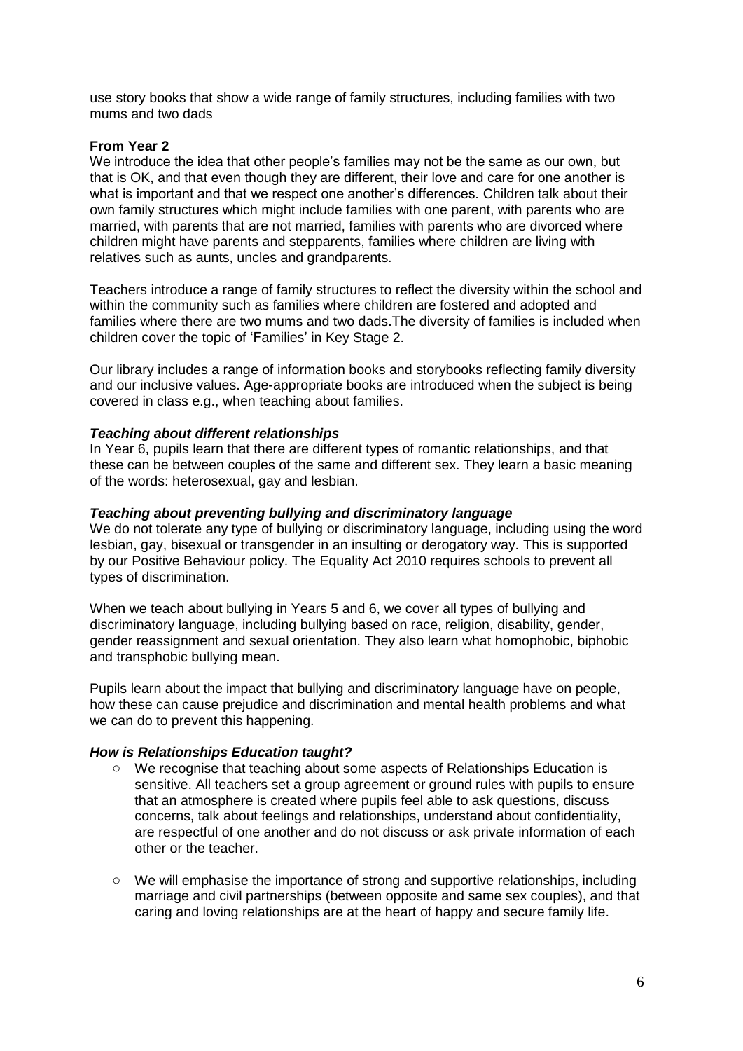use story books that show a wide range of family structures, including families with two mums and two dads

**From Year 2**

We introduce the idea that other people's families may not be the same as our own, but that is OK, and that even though they are different, their love and care for one another is what is important and that we respect one another's differences. Children talk about their own family structures which might include families with one parent, with parents who are married, with parents that are not married, families with parents who are divorced where children might have parents and stepparents, families where children are living with relatives such as aunts, uncles and grandparents.

Teachers introduce a range of family structures to reflect the diversity within the school and within the community such as families where children are fostered and adopted and families where there are two mums and two dads.The diversity of families is included when children cover the topic of 'Families' in Key Stage 2.

Our library includes a range of information books and storybooks reflecting family diversity and our inclusive values. Age-appropriate books are introduced when the subject is being covered in class e.g., when teaching about families.

***Teaching about different relationships***

In Year 6, pupils learn that there are different types of romantic relationships, and that these can be between couples of the same and different sex. They learn a basic meaning of the words: heterosexual, gay and lesbian.

***Teaching about preventing bullying and discriminatory language***

We do not tolerate any type of bullying or discriminatory language, including using the word lesbian, gay, bisexual or transgender in an insulting or derogatory way. This is supported by our Positive Behaviour policy. The Equality Act 2010 requires schools to prevent all types of discrimination.

When we teach about bullying in Years 5 and 6, we cover all types of bullying and discriminatory language, including bullying based on race, religion, disability, gender, gender reassignment and sexual orientation. They also learn what homophobic, biphobic and transphobic bullying mean.

Pupils learn about the impact that bullying and discriminatory language have on people, how these can cause prejudice and discrimination and mental health problems and what we can do to prevent this happening.

***How is Relationships Education taught?***

- We recognise that teaching about some aspects of Relationships Education is sensitive. All teachers set a group agreement or ground rules with pupils to ensure that an atmosphere is created where pupils feel able to ask questions, discuss concerns, talk about feelings and relationships, understand about confidentiality, are respectful of one another and do not discuss or ask private information of each other or the teacher.

- We will emphasise the importance of strong and supportive relationships, including marriage and civil partnerships (between opposite and same sex couples), and that caring and loving relationships are at the heart of happy and secure family life.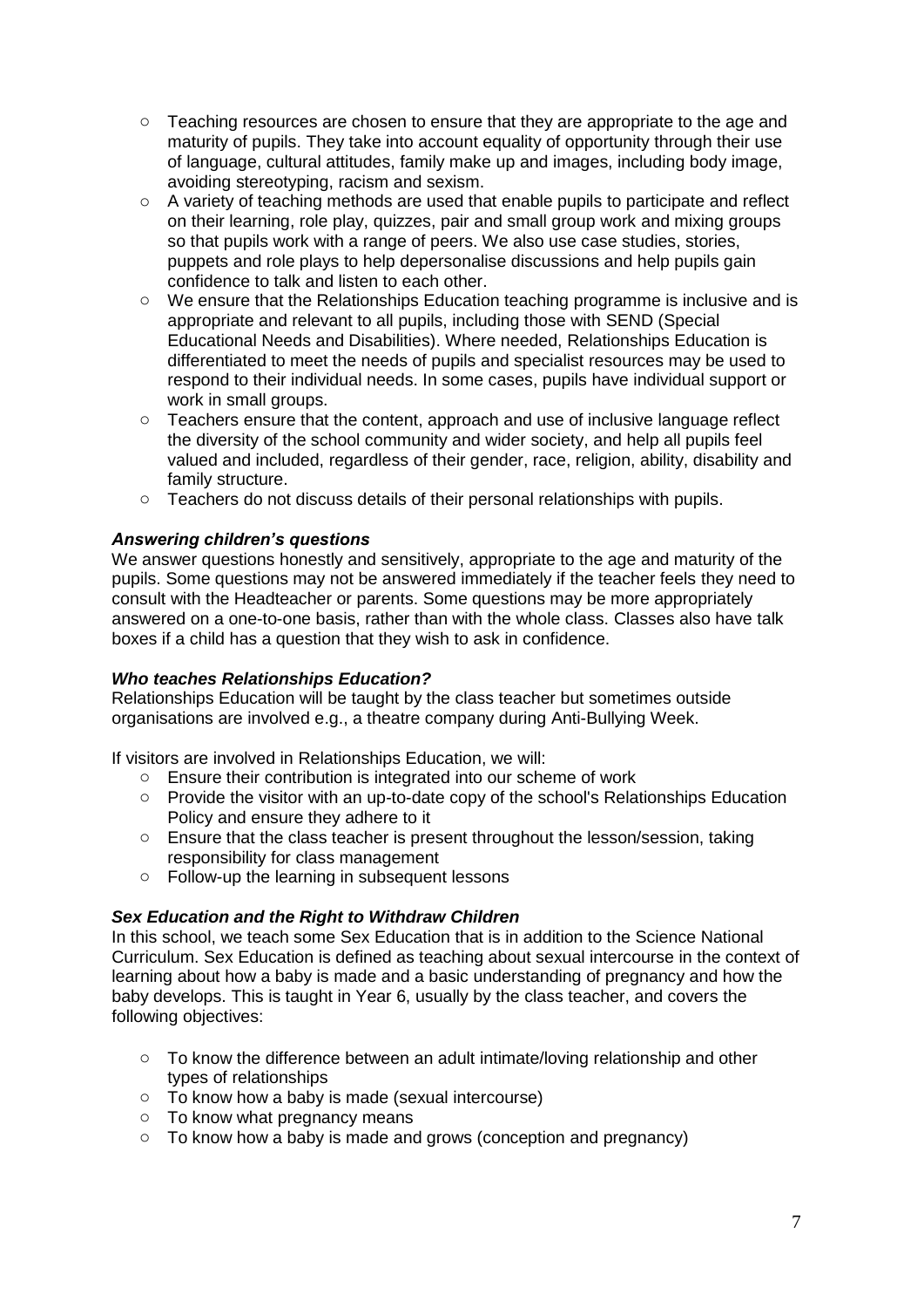- Teaching resources are chosen to ensure that they are appropriate to the age and maturity of pupils. They take into account equality of opportunity through their use of language, cultural attitudes, family make up and images, including body image, avoiding stereotyping, racism and sexism.
- A variety of teaching methods are used that enable pupils to participate and reflect on their learning, role play, quizzes, pair and small group work and mixing groups so that pupils work with a range of peers. We also use case studies, stories, puppets and role plays to help depersonalise discussions and help pupils gain confidence to talk and listen to each other.
- We ensure that the Relationships Education teaching programme is inclusive and is appropriate and relevant to all pupils, including those with SEND (Special Educational Needs and Disabilities). Where needed, Relationships Education is differentiated to meet the needs of pupils and specialist resources may be used to respond to their individual needs. In some cases, pupils have individual support or work in small groups.
- Teachers ensure that the content, approach and use of inclusive language reflect the diversity of the school community and wider society, and help all pupils feel valued and included, regardless of their gender, race, religion, ability, disability and family structure.
- Teachers do not discuss details of their personal relationships with pupils.

***Answering children's questions***

We answer questions honestly and sensitively, appropriate to the age and maturity of the pupils. Some questions may not be answered immediately if the teacher feels they need to consult with the Headteacher or parents. Some questions may be more appropriately answered on a one-to-one basis, rather than with the whole class. Classes also have talk boxes if a child has a question that they wish to ask in confidence.

***Who teaches Relationships Education?***

Relationships Education will be taught by the class teacher but sometimes outside organisations are involved e.g., a theatre company during Anti-Bullying Week.

If visitors are involved in Relationships Education, we will:

- Ensure their contribution is integrated into our scheme of work
- Provide the visitor with an up-to-date copy of the school's Relationships Education Policy and ensure they adhere to it
- Ensure that the class teacher is present throughout the lesson/session, taking responsibility for class management
- Follow-up the learning in subsequent lessons

***Sex Education and the Right to Withdraw Children***

In this school, we teach some Sex Education that is in addition to the Science National Curriculum. Sex Education is defined as teaching about sexual intercourse in the context of learning about how a baby is made and a basic understanding of pregnancy and how the baby develops. This is taught in Year 6, usually by the class teacher, and covers the following objectives:

- To know the difference between an adult intimate/loving relationship and other types of relationships
- To know how a baby is made (sexual intercourse)
- To know what pregnancy means
- To know how a baby is made and grows (conception and pregnancy)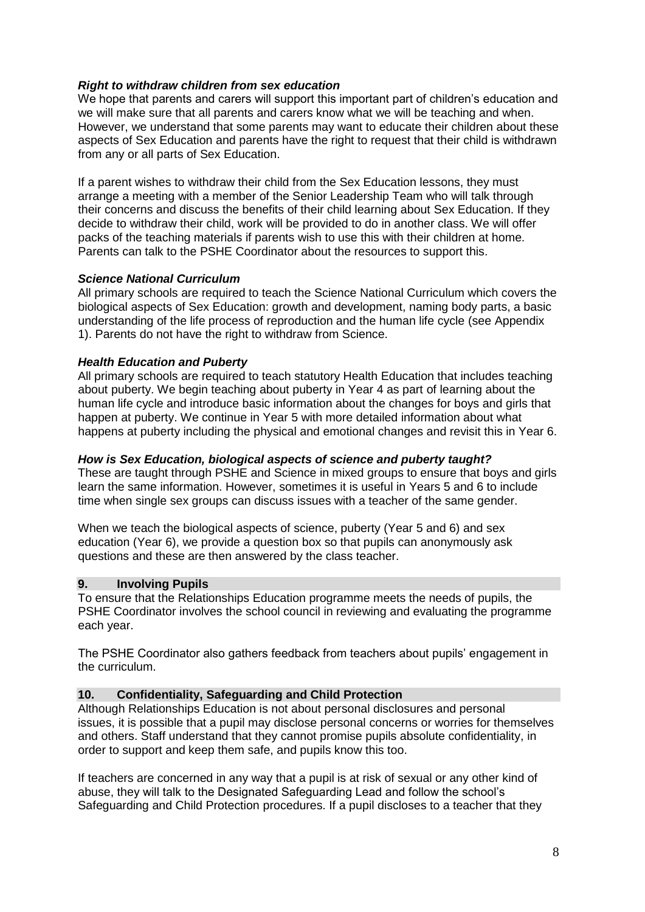### *Right to withdraw children from sex education*

We hope that parents and carers will support this important part of children's education and we will make sure that all parents and carers know what we will be teaching and when. However, we understand that some parents may want to educate their children about these aspects of Sex Education and parents have the right to request that their child is withdrawn from any or all parts of Sex Education.

If a parent wishes to withdraw their child from the Sex Education lessons, they must arrange a meeting with a member of the Senior Leadership Team who will talk through their concerns and discuss the benefits of their child learning about Sex Education. If they decide to withdraw their child, work will be provided to do in another class. We will offer packs of the teaching materials if parents wish to use this with their children at home. Parents can talk to the PSHE Coordinator about the resources to support this.

### *Science National Curriculum*

All primary schools are required to teach the Science National Curriculum which covers the biological aspects of Sex Education: growth and development, naming body parts, a basic understanding of the life process of reproduction and the human life cycle (see Appendix 1). Parents do not have the right to withdraw from Science.

### *Health Education and Puberty*

All primary schools are required to teach statutory Health Education that includes teaching about puberty. We begin teaching about puberty in Year 4 as part of learning about the human life cycle and introduce basic information about the changes for boys and girls that happen at puberty. We continue in Year 5 with more detailed information about what happens at puberty including the physical and emotional changes and revisit this in Year 6.

### *How is Sex Education, biological aspects of science and puberty taught?*

These are taught through PSHE and Science in mixed groups to ensure that boys and girls learn the same information. However, sometimes it is useful in Years 5 and 6 to include time when single sex groups can discuss issues with a teacher of the same gender.

When we teach the biological aspects of science, puberty (Year 5 and 6) and sex education (Year 6), we provide a question box so that pupils can anonymously ask questions and these are then answered by the class teacher.

## 9. Involving Pupils

To ensure that the Relationships Education programme meets the needs of pupils, the PSHE Coordinator involves the school council in reviewing and evaluating the programme each year.

The PSHE Coordinator also gathers feedback from teachers about pupils' engagement in the curriculum.

## 10. Confidentiality, Safeguarding and Child Protection

Although Relationships Education is not about personal disclosures and personal issues, it is possible that a pupil may disclose personal concerns or worries for themselves and others. Staff understand that they cannot promise pupils absolute confidentiality, in order to support and keep them safe, and pupils know this too.

If teachers are concerned in any way that a pupil is at risk of sexual or any other kind of abuse, they will talk to the Designated Safeguarding Lead and follow the school's Safeguarding and Child Protection procedures. If a pupil discloses to a teacher that they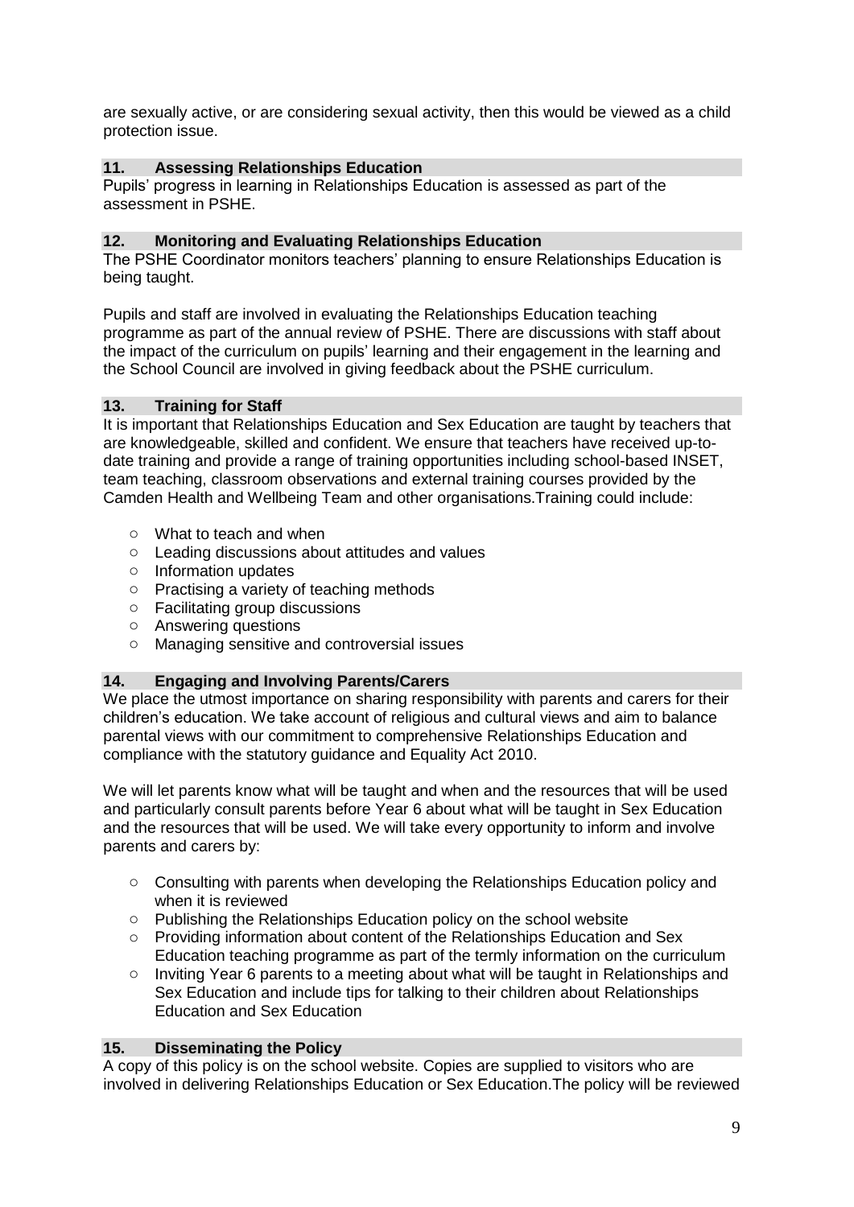are sexually active, or are considering sexual activity, then this would be viewed as a child protection issue.

## 11. Assessing Relationships Education

Pupils' progress in learning in Relationships Education is assessed as part of the assessment in PSHE.

## 12. Monitoring and Evaluating Relationships Education

The PSHE Coordinator monitors teachers' planning to ensure Relationships Education is being taught.

Pupils and staff are involved in evaluating the Relationships Education teaching programme as part of the annual review of PSHE. There are discussions with staff about the impact of the curriculum on pupils' learning and their engagement in the learning and the School Council are involved in giving feedback about the PSHE curriculum.

## 13. Training for Staff

It is important that Relationships Education and Sex Education are taught by teachers that are knowledgeable, skilled and confident. We ensure that teachers have received up-to-date training and provide a range of training opportunities including school-based INSET, team teaching, classroom observations and external training courses provided by the Camden Health and Wellbeing Team and other organisations.Training could include:

- What to teach and when
- Leading discussions about attitudes and values
- Information updates
- Practising a variety of teaching methods
- Facilitating group discussions
- Answering questions
- Managing sensitive and controversial issues

## 14. Engaging and Involving Parents/Carers

We place the utmost importance on sharing responsibility with parents and carers for their children's education. We take account of religious and cultural views and aim to balance parental views with our commitment to comprehensive Relationships Education and compliance with the statutory guidance and Equality Act 2010.

We will let parents know what will be taught and when and the resources that will be used and particularly consult parents before Year 6 about what will be taught in Sex Education and the resources that will be used. We will take every opportunity to inform and involve parents and carers by:

- Consulting with parents when developing the Relationships Education policy and when it is reviewed
- Publishing the Relationships Education policy on the school website
- Providing information about content of the Relationships Education and Sex Education teaching programme as part of the termly information on the curriculum
- Inviting Year 6 parents to a meeting about what will be taught in Relationships and Sex Education and include tips for talking to their children about Relationships Education and Sex Education

## 15. Disseminating the Policy

A copy of this policy is on the school website. Copies are supplied to visitors who are involved in delivering Relationships Education or Sex Education.The policy will be reviewed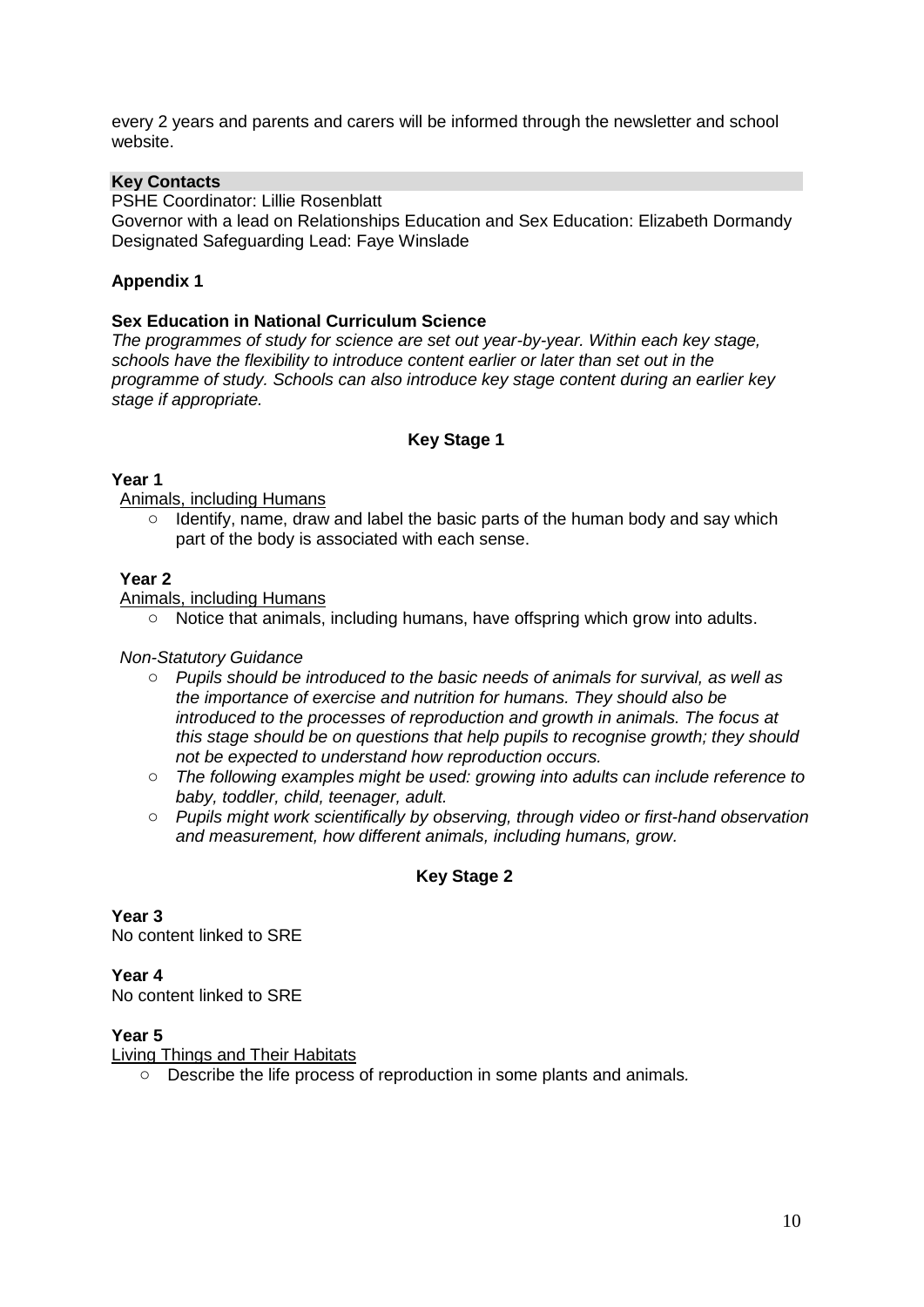every 2 years and parents and carers will be informed through the newsletter and school website.

## Key Contacts

PSHE Coordinator: Lillie Rosenblatt
Governor with a lead on Relationships Education and Sex Education: Elizabeth Dormandy
Designated Safeguarding Lead: Faye Winslade

## Appendix 1

### Sex Education in National Curriculum Science

*The programmes of study for science are set out year-by-year. Within each key stage, schools have the flexibility to introduce content earlier or later than set out in the programme of study. Schools can also introduce key stage content during an earlier key stage if appropriate.*

### Key Stage 1

**Year 1**

Animals, including Humans

- Identify, name, draw and label the basic parts of the human body and say which part of the body is associated with each sense.

**Year 2**

Animals, including Humans

- Notice that animals, including humans, have offspring which grow into adults.

*Non-Statutory Guidance*

- *Pupils should be introduced to the basic needs of animals for survival, as well as the importance of exercise and nutrition for humans. They should also be introduced to the processes of reproduction and growth in animals. The focus at this stage should be on questions that help pupils to recognise growth; they should not be expected to understand how reproduction occurs.*
- *The following examples might be used: growing into adults can include reference to baby, toddler, child, teenager, adult.*
- *Pupils might work scientifically by observing, through video or first-hand observation and measurement, how different animals, including humans, grow.*

### Key Stage 2

**Year 3**

No content linked to SRE

**Year 4**

No content linked to SRE

**Year 5**

Living Things and Their Habitats

- Describe the life process of reproduction in some plants and animals.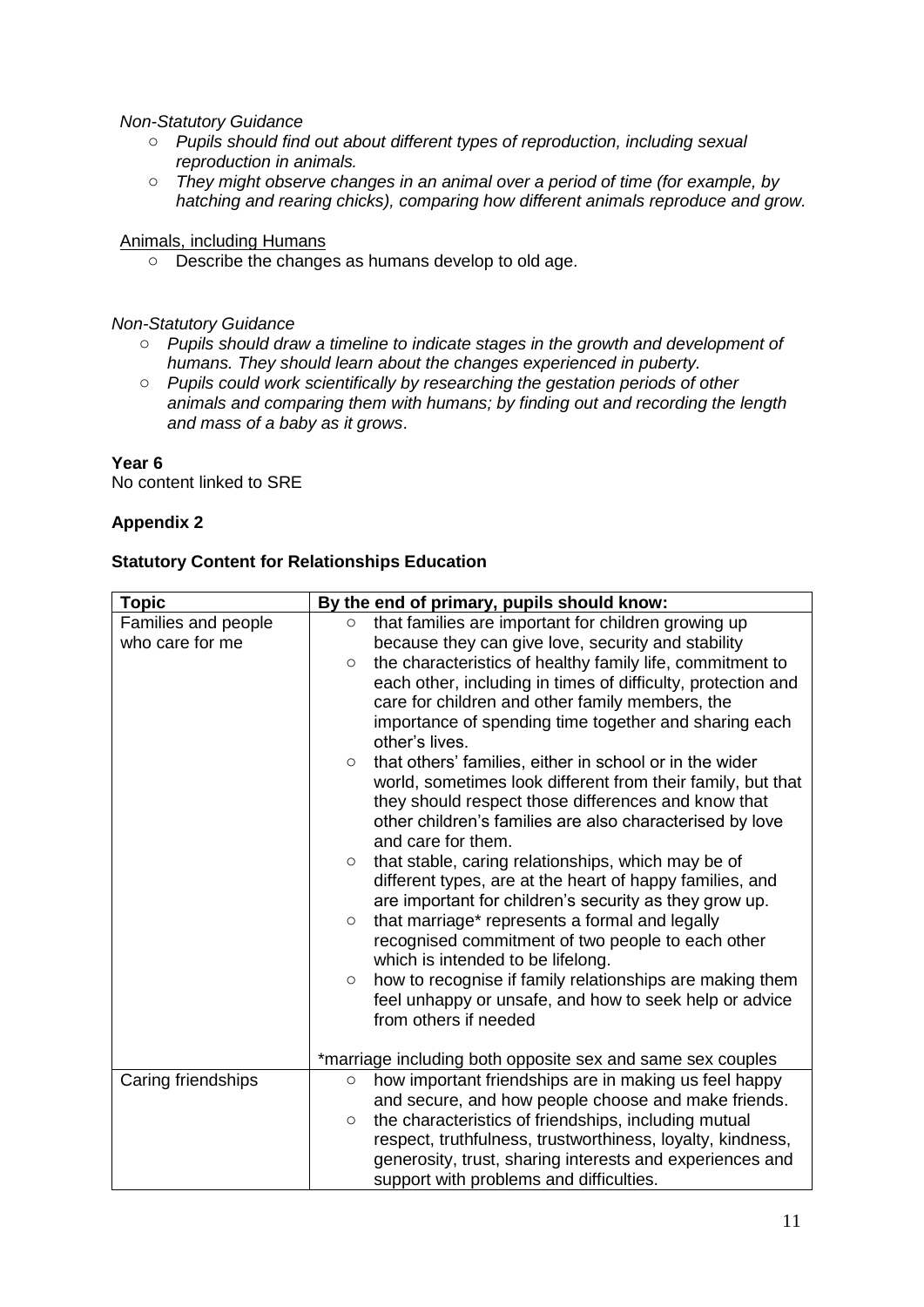*Non-Statutory Guidance*

- *Pupils should find out about different types of reproduction, including sexual reproduction in animals.*
- *They might observe changes in an animal over a period of time (for example, by hatching and rearing chicks), comparing how different animals reproduce and grow.*

<u>Animals, including Humans</u>

- Describe the changes as humans develop to old age.

*Non-Statutory Guidance*

- *Pupils should draw a timeline to indicate stages in the growth and development of humans. They should learn about the changes experienced in puberty.*
- *Pupils could work scientifically by researching the gestation periods of other animals and comparing them with humans; by finding out and recording the length and mass of a baby as it grows*.

**Year 6**

No content linked to SRE

**Appendix 2**

**Statutory Content for Relationships Education**

| Topic | By the end of primary, pupils should know: |
|---|---|
| Families and people who care for me | ○ that families are important for children growing up because they can give love, security and stability<br>○ the characteristics of healthy family life, commitment to each other, including in times of difficulty, protection and care for children and other family members, the importance of spending time together and sharing each other's lives.<br>○ that others' families, either in school or in the wider world, sometimes look different from their family, but that they should respect those differences and know that other children's families are also characterised by love and care for them.<br>○ that stable, caring relationships, which may be of different types, are at the heart of happy families, and are important for children's security as they grow up.<br>○ that marriage* represents a formal and legally recognised commitment of two people to each other which is intended to be lifelong.<br>○ how to recognise if family relationships are making them feel unhappy or unsafe, and how to seek help or advice from others if needed<br><br>*marriage including both opposite sex and same sex couples |
| Caring friendships | ○ how important friendships are in making us feel happy and secure, and how people choose and make friends.<br>○ the characteristics of friendships, including mutual respect, truthfulness, trustworthiness, loyalty, kindness, generosity, trust, sharing interests and experiences and support with problems and difficulties. |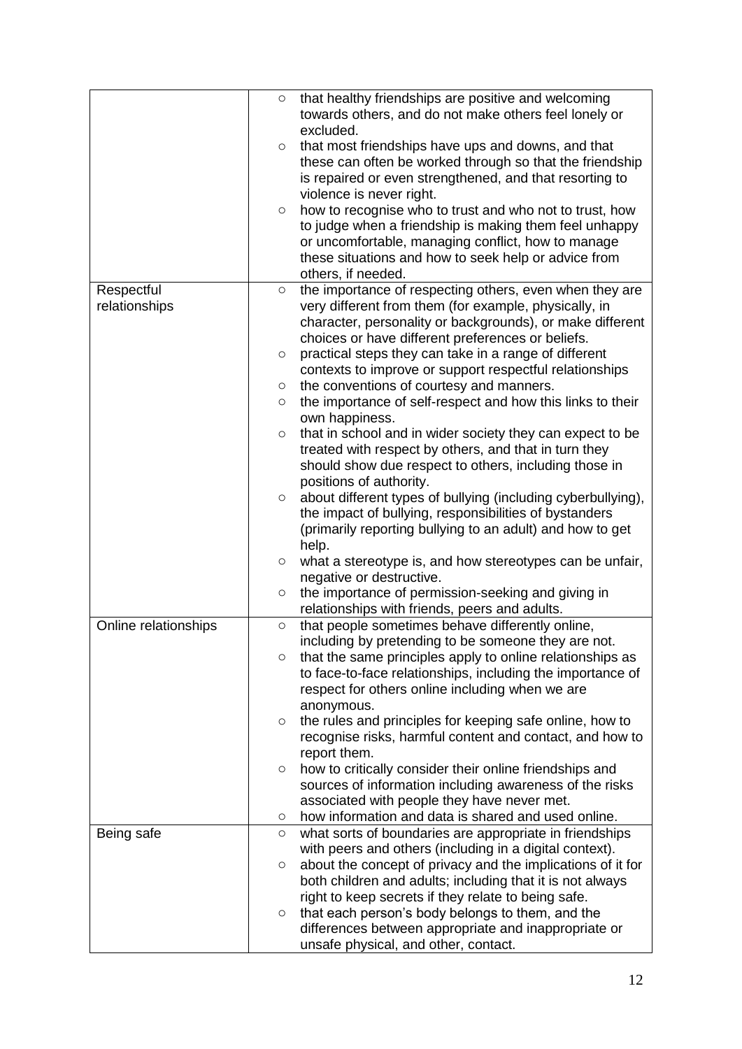| | |
|---|---|
| | ○ that healthy friendships are positive and welcoming towards others, and do not make others feel lonely or excluded.<br>○ that most friendships have ups and downs, and that these can often be worked through so that the friendship is repaired or even strengthened, and that resorting to violence is never right.<br>○ how to recognise who to trust and who not to trust, how to judge when a friendship is making them feel unhappy or uncomfortable, managing conflict, how to manage these situations and how to seek help or advice from others, if needed. |
| Respectful relationships | ○ the importance of respecting others, even when they are very different from them (for example, physically, in character, personality or backgrounds), or make different choices or have different preferences or beliefs.<br>○ practical steps they can take in a range of different contexts to improve or support respectful relationships<br>○ the conventions of courtesy and manners.<br>○ the importance of self-respect and how this links to their own happiness.<br>○ that in school and in wider society they can expect to be treated with respect by others, and that in turn they should show due respect to others, including those in positions of authority.<br>○ about different types of bullying (including cyberbullying), the impact of bullying, responsibilities of bystanders (primarily reporting bullying to an adult) and how to get help.<br>○ what a stereotype is, and how stereotypes can be unfair, negative or destructive.<br>○ the importance of permission-seeking and giving in relationships with friends, peers and adults. |
| Online relationships | ○ that people sometimes behave differently online, including by pretending to be someone they are not.<br>○ that the same principles apply to online relationships as to face-to-face relationships, including the importance of respect for others online including when we are anonymous.<br>○ the rules and principles for keeping safe online, how to recognise risks, harmful content and contact, and how to report them.<br>○ how to critically consider their online friendships and sources of information including awareness of the risks associated with people they have never met.<br>○ how information and data is shared and used online. |
| Being safe | ○ what sorts of boundaries are appropriate in friendships with peers and others (including in a digital context).<br>○ about the concept of privacy and the implications of it for both children and adults; including that it is not always right to keep secrets if they relate to being safe.<br>○ that each person's body belongs to them, and the differences between appropriate and inappropriate or unsafe physical, and other, contact. |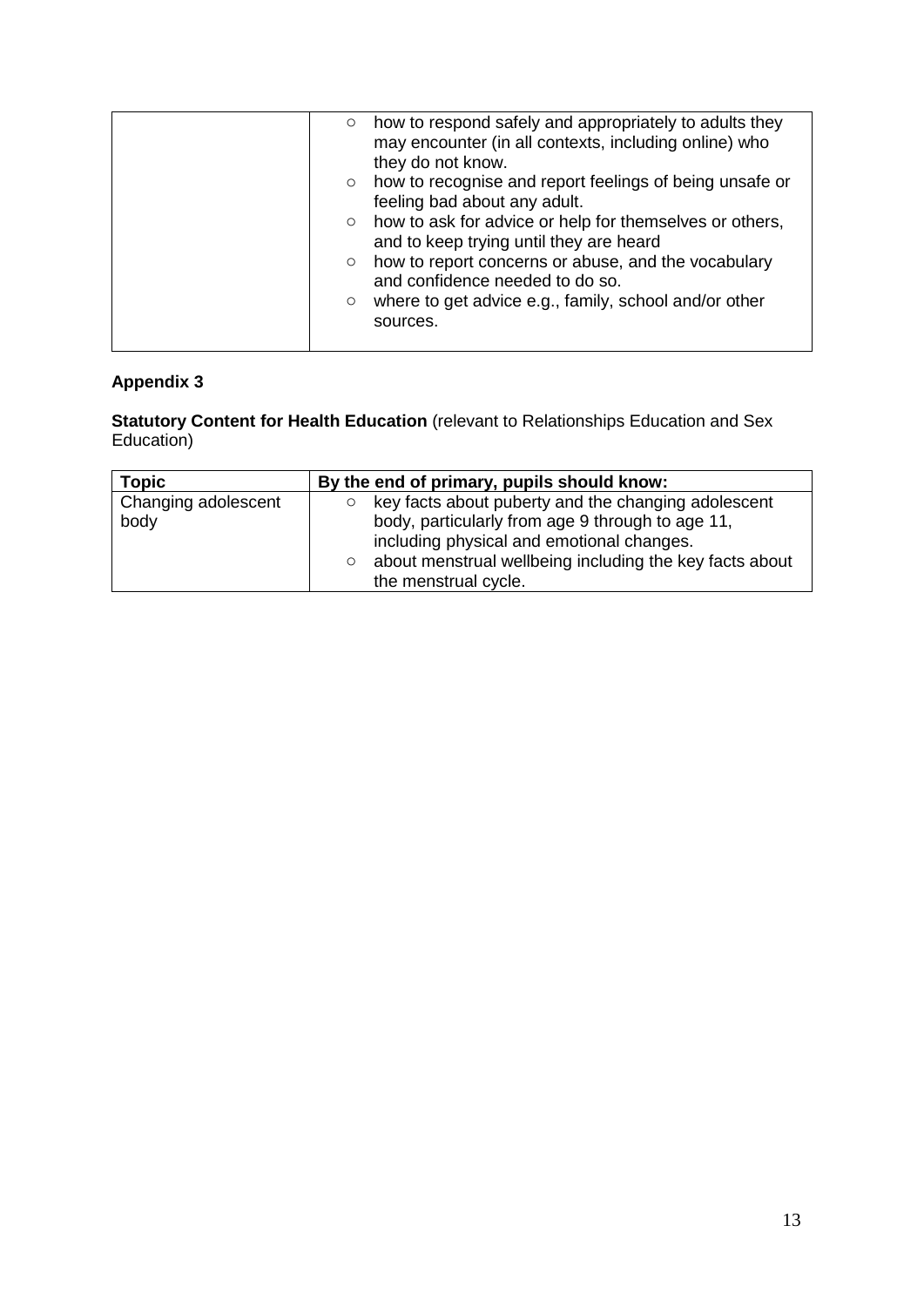| | |
|---|---|
| | ○ how to respond safely and appropriately to adults they may encounter (in all contexts, including online) who they do not know.<br>○ how to recognise and report feelings of being unsafe or feeling bad about any adult.<br>○ how to ask for advice or help for themselves or others, and to keep trying until they are heard<br>○ how to report concerns or abuse, and the vocabulary and confidence needed to do so.<br>○ where to get advice e.g., family, school and/or other sources. |

## Appendix 3

**Statutory Content for Health Education** (relevant to Relationships Education and Sex Education)

| Topic | By the end of primary, pupils should know: |
|---|---|
| Changing adolescent body | ○ key facts about puberty and the changing adolescent body, particularly from age 9 through to age 11, including physical and emotional changes.<br>○ about menstrual wellbeing including the key facts about the menstrual cycle. |